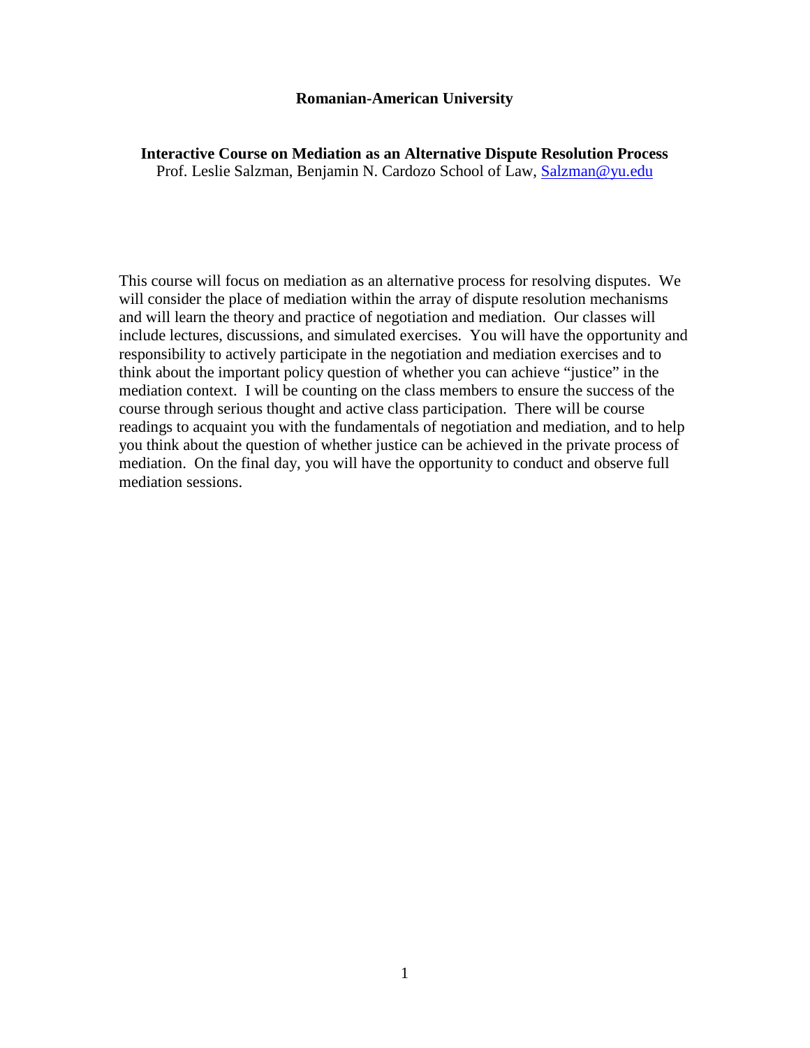**Romanian-American University**

**Interactive Course on Mediation as an Alternative Dispute Resolution Process**
Prof. Leslie Salzman, Benjamin N. Cardozo School of Law, [Salzman@yu.edu](mailto:Salzman@yu.edu)

This course will focus on mediation as an alternative process for resolving disputes. We will consider the place of mediation within the array of dispute resolution mechanisms and will learn the theory and practice of negotiation and mediation. Our classes will include lectures, discussions, and simulated exercises. You will have the opportunity and responsibility to actively participate in the negotiation and mediation exercises and to think about the important policy question of whether you can achieve "justice" in the mediation context. I will be counting on the class members to ensure the success of the course through serious thought and active class participation. There will be course readings to acquaint you with the fundamentals of negotiation and mediation, and to help you think about the question of whether justice can be achieved in the private process of mediation. On the final day, you will have the opportunity to conduct and observe full mediation sessions.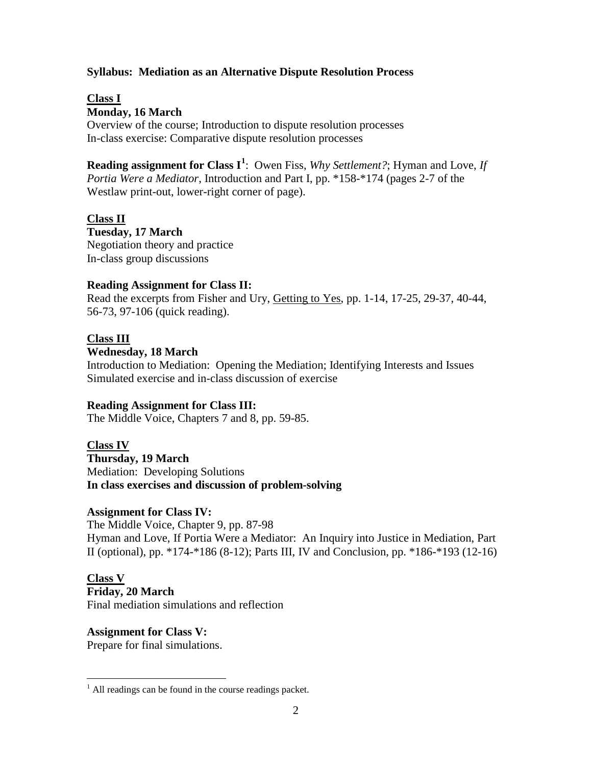**Syllabus: Mediation as an Alternative Dispute Resolution Process**

**Class I**

**Monday, 16 March**

Overview of the course; Introduction to dispute resolution processes

In-class exercise: Comparative dispute resolution processes

**Reading assignment for Class I**[1]: Owen Fiss, *Why Settlement?*; Hyman and Love, *If Portia Were a Mediator*, Introduction and Part I, pp. *158-*174 (pages 2-7 of the Westlaw print-out, lower-right corner of page).

**Class II**

**Tuesday, 17 March**

Negotiation theory and practice

In-class group discussions

**Reading Assignment for Class II:**

Read the excerpts from Fisher and Ury, Getting to Yes, pp. 1-14, 17-25, 29-37, 40-44, 56-73, 97-106 (quick reading).

**Class III**

**Wednesday, 18 March**

Introduction to Mediation: Opening the Mediation; Identifying Interests and Issues

Simulated exercise and in-class discussion of exercise

**Reading Assignment for Class III:**

The Middle Voice, Chapters 7 and 8, pp. 59-85.

**Class IV**

**Thursday, 19 March**

Mediation: Developing Solutions

**In class exercises and discussion of problem-solving**

**Assignment for Class IV:**

The Middle Voice, Chapter 9, pp. 87-98

Hyman and Love, If Portia Were a Mediator: An Inquiry into Justice in Mediation, Part II (optional), pp. *174-*186 (8-12); Parts III, IV and Conclusion, pp. *186-*193 (12-16)

**Class V**

**Friday, 20 March**

Final mediation simulations and reflection

**Assignment for Class V:**

Prepare for final simulations.

[1] All readings can be found in the course readings packet.